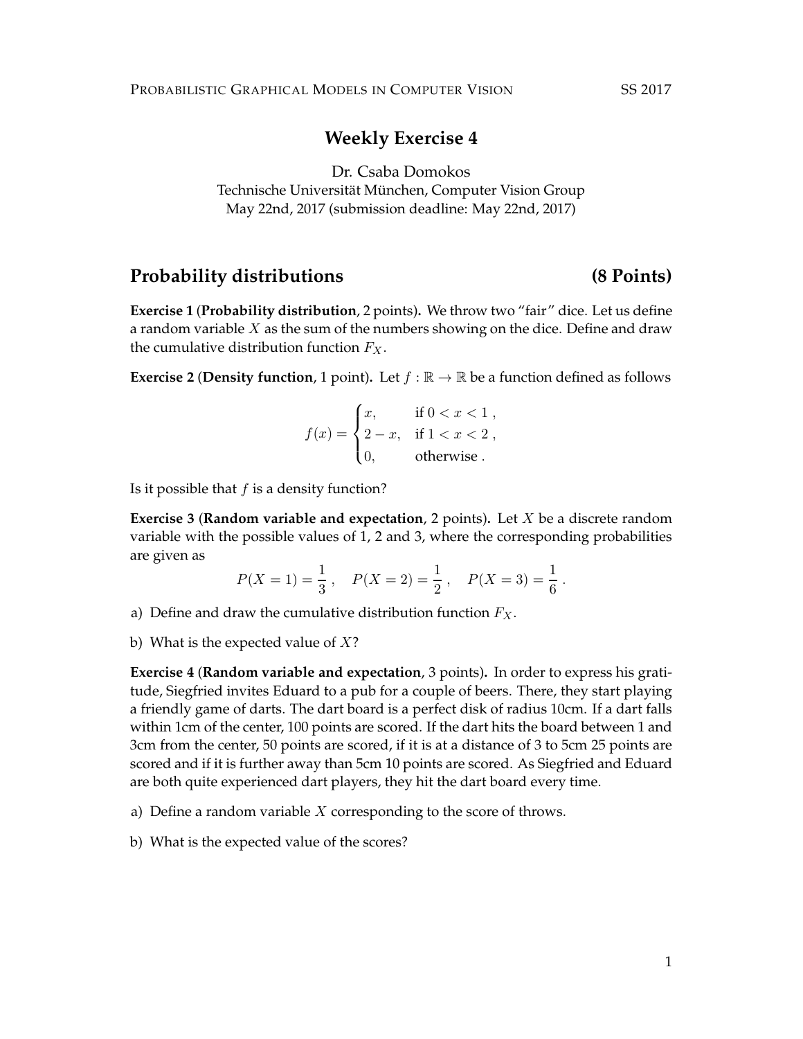# Weekly Exercise 4

Dr. Csaba Domokos
Technische Universität München, Computer Vision Group
May 22nd, 2017 (submission deadline: May 22nd, 2017)

## Probability distributions (8 Points)

**Exercise 1** (**Probability distribution**, 2 points)**.** We throw two "fair" dice. Let us define a random variable $X$ as the sum of the numbers showing on the dice. Define and draw the cumulative distribution function $F_X$.

**Exercise 2** (**Density function**, 1 point)**.** Let $f : \mathbb{R} \to \mathbb{R}$ be a function defined as follows

$$f(x) = \begin{cases} x, & \text{if } 0 < x < 1 \ , \\ 2 - x, & \text{if } 1 < x < 2 \ , \\ 0, & \text{otherwise} \ . \end{cases}$$

Is it possible that $f$ is a density function?

**Exercise 3** (**Random variable and expectation**, 2 points)**.** Let $X$ be a discrete random variable with the possible values of 1, 2 and 3, where the corresponding probabilities are given as

$$P(X = 1) = \frac{1}{3} \ , \quad P(X = 2) = \frac{1}{2} \ , \quad P(X = 3) = \frac{1}{6} \ .$$

a) Define and draw the cumulative distribution function $F_X$.

b) What is the expected value of $X$?

**Exercise 4** (**Random variable and expectation**, 3 points)**.** In order to express his gratitude, Siegfried invites Eduard to a pub for a couple of beers. There, they start playing a friendly game of darts. The dart board is a perfect disk of radius 10cm. If a dart falls within 1cm of the center, 100 points are scored. If the dart hits the board between 1 and 3cm from the center, 50 points are scored, if it is at a distance of 3 to 5cm 25 points are scored and if it is further away than 5cm 10 points are scored. As Siegfried and Eduard are both quite experienced dart players, they hit the dart board every time.

a) Define a random variable $X$ corresponding to the score of throws.

b) What is the expected value of the scores?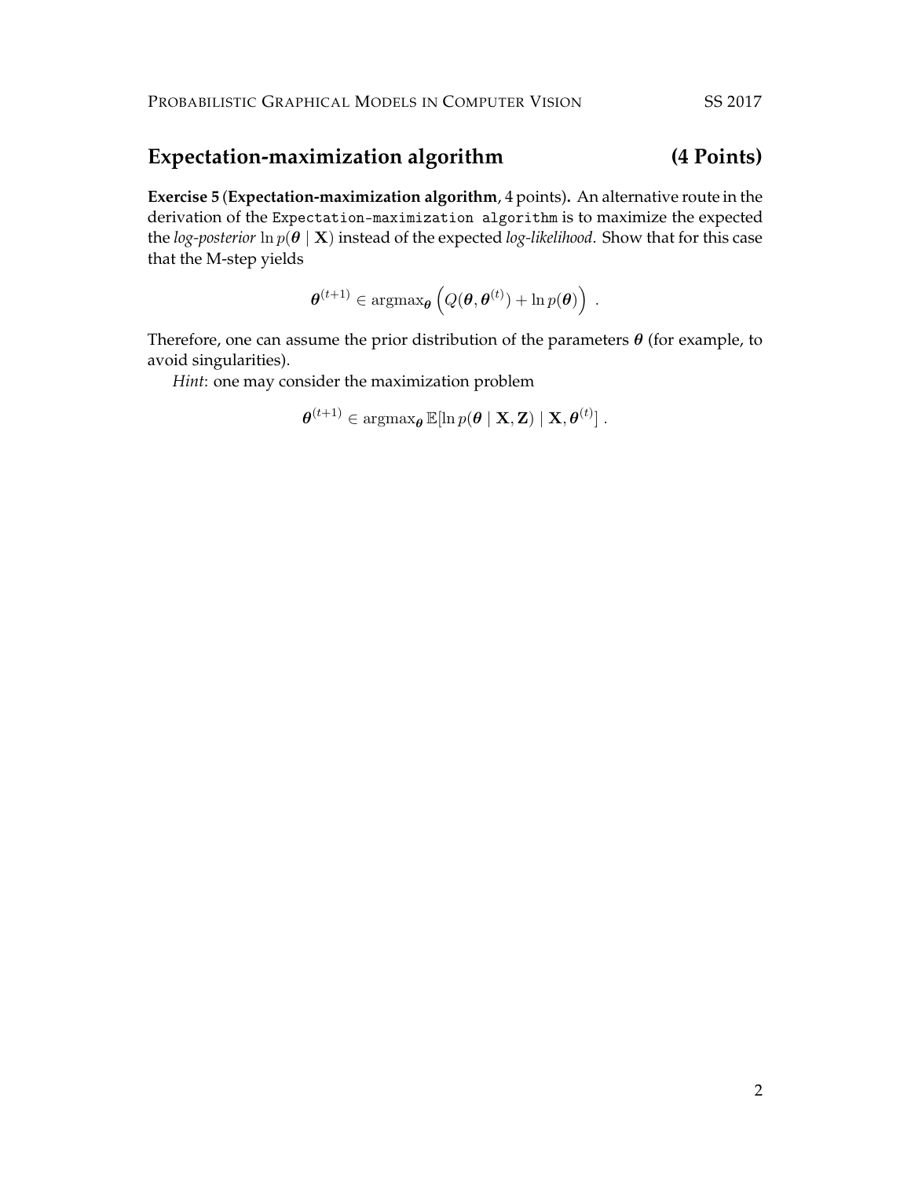## Expectation-maximization algorithm (4 Points)

**Exercise 5** (**Expectation-maximization algorithm**, 4 points). An alternative route in the derivation of the `Expectation-maximization algorithm` is to maximize the expected the *log-posterior* $\ln p(\boldsymbol{\theta} \mid \mathbf{X})$ instead of the expected *log-likelihood*. Show that for this case that the M-step yields

$$\boldsymbol{\theta}^{(t+1)} \in \operatorname{argmax}_{\boldsymbol{\theta}} \left( Q(\boldsymbol{\theta}, \boldsymbol{\theta}^{(t)}) + \ln p(\boldsymbol{\theta}) \right) .$$

Therefore, one can assume the prior distribution of the parameters $\boldsymbol{\theta}$ (for example, to avoid singularities).

*Hint*: one may consider the maximization problem

$$\boldsymbol{\theta}^{(t+1)} \in \operatorname{argmax}_{\boldsymbol{\theta}} \mathbb{E}[\ln p(\boldsymbol{\theta} \mid \mathbf{X}, \mathbf{Z}) \mid \mathbf{X}, \boldsymbol{\theta}^{(t)}] .$$